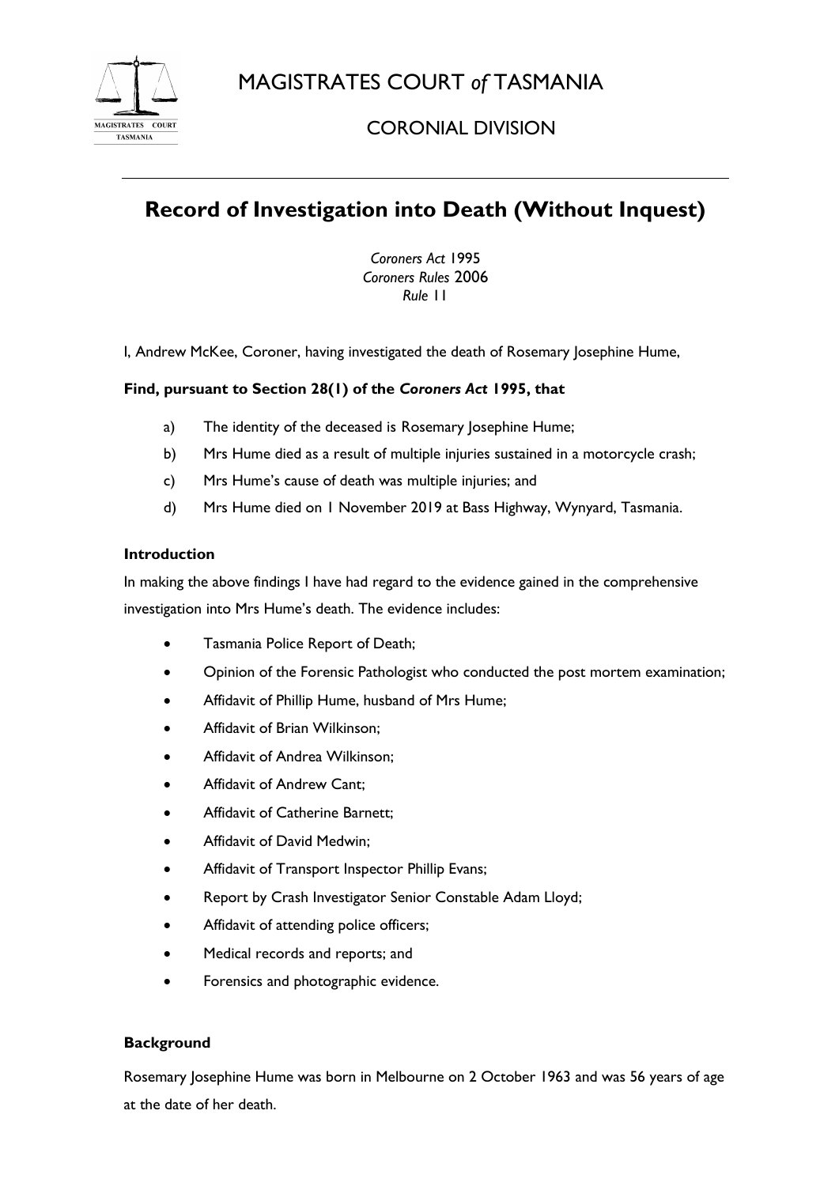# MAGISTRATES COURT *of* TASMANIA

## CORONIAL DIVISION

# Record of Investigation into Death (Without Inquest)

*Coroners Act* 1995
*Coroners Rules* 2006
*Rule* 11

I, Andrew McKee, Coroner, having investigated the death of Rosemary Josephine Hume,

**Find, pursuant to Section 28(1) of the *Coroners Act* 1995, that**

a) The identity of the deceased is Rosemary Josephine Hume;

b) Mrs Hume died as a result of multiple injuries sustained in a motorcycle crash;

c) Mrs Hume's cause of death was multiple injuries; and

d) Mrs Hume died on 1 November 2019 at Bass Highway, Wynyard, Tasmania.

**Introduction**

In making the above findings I have had regard to the evidence gained in the comprehensive investigation into Mrs Hume's death. The evidence includes:

- Tasmania Police Report of Death;
- Opinion of the Forensic Pathologist who conducted the post mortem examination;
- Affidavit of Phillip Hume, husband of Mrs Hume;
- Affidavit of Brian Wilkinson;
- Affidavit of Andrea Wilkinson;
- Affidavit of Andrew Cant;
- Affidavit of Catherine Barnett;
- Affidavit of David Medwin;
- Affidavit of Transport Inspector Phillip Evans;
- Report by Crash Investigator Senior Constable Adam Lloyd;
- Affidavit of attending police officers;
- Medical records and reports; and
- Forensics and photographic evidence.

**Background**

Rosemary Josephine Hume was born in Melbourne on 2 October 1963 and was 56 years of age at the date of her death.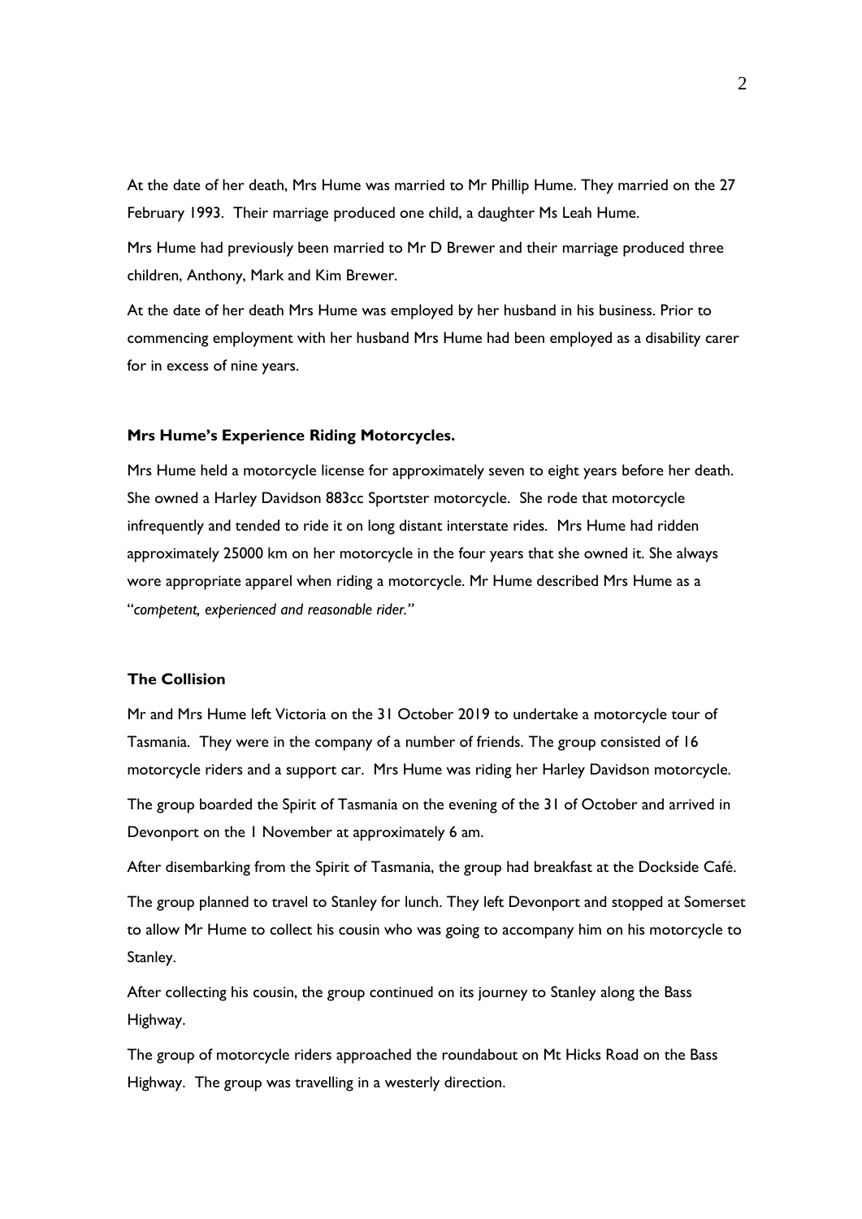At the date of her death, Mrs Hume was married to Mr Phillip Hume. They married on the 27 February 1993. Their marriage produced one child, a daughter Ms Leah Hume.

Mrs Hume had previously been married to Mr D Brewer and their marriage produced three children, Anthony, Mark and Kim Brewer.

At the date of her death Mrs Hume was employed by her husband in his business. Prior to commencing employment with her husband Mrs Hume had been employed as a disability carer for in excess of nine years.

## Mrs Hume's Experience Riding Motorcycles.

Mrs Hume held a motorcycle license for approximately seven to eight years before her death. She owned a Harley Davidson 883cc Sportster motorcycle. She rode that motorcycle infrequently and tended to ride it on long distant interstate rides. Mrs Hume had ridden approximately 25000 km on her motorcycle in the four years that she owned it. She always wore appropriate apparel when riding a motorcycle. Mr Hume described Mrs Hume as a "*competent, experienced and reasonable rider.*"

## The Collision

Mr and Mrs Hume left Victoria on the 31 October 2019 to undertake a motorcycle tour of Tasmania. They were in the company of a number of friends. The group consisted of 16 motorcycle riders and a support car. Mrs Hume was riding her Harley Davidson motorcycle.

The group boarded the Spirit of Tasmania on the evening of the 31 of October and arrived in Devonport on the 1 November at approximately 6 am.

After disembarking from the Spirit of Tasmania, the group had breakfast at the Dockside Café.

The group planned to travel to Stanley for lunch. They left Devonport and stopped at Somerset to allow Mr Hume to collect his cousin who was going to accompany him on his motorcycle to Stanley.

After collecting his cousin, the group continued on its journey to Stanley along the Bass Highway.

The group of motorcycle riders approached the roundabout on Mt Hicks Road on the Bass Highway. The group was travelling in a westerly direction.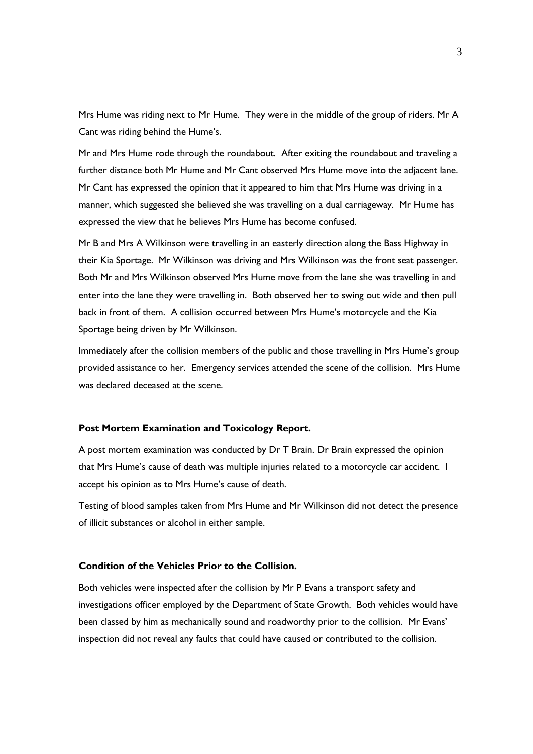Mrs Hume was riding next to Mr Hume. They were in the middle of the group of riders. Mr A Cant was riding behind the Hume's.

Mr and Mrs Hume rode through the roundabout. After exiting the roundabout and traveling a further distance both Mr Hume and Mr Cant observed Mrs Hume move into the adjacent lane. Mr Cant has expressed the opinion that it appeared to him that Mrs Hume was driving in a manner, which suggested she believed she was travelling on a dual carriageway. Mr Hume has expressed the view that he believes Mrs Hume has become confused.

Mr B and Mrs A Wilkinson were travelling in an easterly direction along the Bass Highway in their Kia Sportage. Mr Wilkinson was driving and Mrs Wilkinson was the front seat passenger. Both Mr and Mrs Wilkinson observed Mrs Hume move from the lane she was travelling in and enter into the lane they were travelling in. Both observed her to swing out wide and then pull back in front of them. A collision occurred between Mrs Hume's motorcycle and the Kia Sportage being driven by Mr Wilkinson.

Immediately after the collision members of the public and those travelling in Mrs Hume's group provided assistance to her. Emergency services attended the scene of the collision. Mrs Hume was declared deceased at the scene.

**Post Mortem Examination and Toxicology Report.**

A post mortem examination was conducted by Dr T Brain. Dr Brain expressed the opinion that Mrs Hume's cause of death was multiple injuries related to a motorcycle car accident. I accept his opinion as to Mrs Hume's cause of death.

Testing of blood samples taken from Mrs Hume and Mr Wilkinson did not detect the presence of illicit substances or alcohol in either sample.

**Condition of the Vehicles Prior to the Collision.**

Both vehicles were inspected after the collision by Mr P Evans a transport safety and investigations officer employed by the Department of State Growth. Both vehicles would have been classed by him as mechanically sound and roadworthy prior to the collision. Mr Evans' inspection did not reveal any faults that could have caused or contributed to the collision.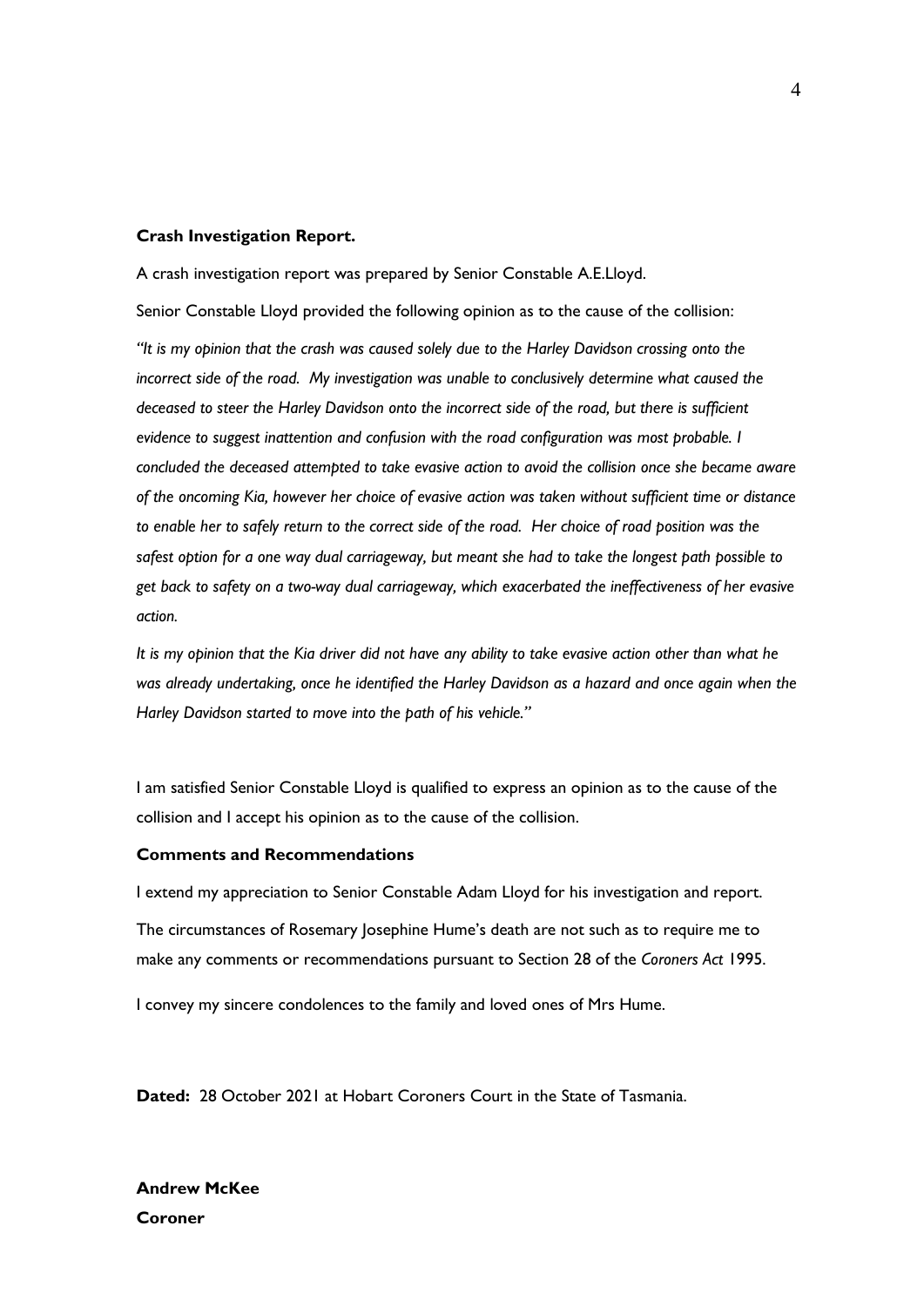**Crash Investigation Report.**

A crash investigation report was prepared by Senior Constable A.E.Lloyd.

Senior Constable Lloyd provided the following opinion as to the cause of the collision:

*"It is my opinion that the crash was caused solely due to the Harley Davidson crossing onto the incorrect side of the road. My investigation was unable to conclusively determine what caused the deceased to steer the Harley Davidson onto the incorrect side of the road, but there is sufficient evidence to suggest inattention and confusion with the road configuration was most probable. I concluded the deceased attempted to take evasive action to avoid the collision once she became aware of the oncoming Kia, however her choice of evasive action was taken without sufficient time or distance to enable her to safely return to the correct side of the road. Her choice of road position was the safest option for a one way dual carriageway, but meant she had to take the longest path possible to get back to safety on a two-way dual carriageway, which exacerbated the ineffectiveness of her evasive action.*

*It is my opinion that the Kia driver did not have any ability to take evasive action other than what he was already undertaking, once he identified the Harley Davidson as a hazard and once again when the Harley Davidson started to move into the path of his vehicle."*

I am satisfied Senior Constable Lloyd is qualified to express an opinion as to the cause of the collision and I accept his opinion as to the cause of the collision.

**Comments and Recommendations**

I extend my appreciation to Senior Constable Adam Lloyd for his investigation and report.

The circumstances of Rosemary Josephine Hume's death are not such as to require me to make any comments or recommendations pursuant to Section 28 of the *Coroners Act* 1995.

I convey my sincere condolences to the family and loved ones of Mrs Hume.

**Dated:** 28 October 2021 at Hobart Coroners Court in the State of Tasmania.

**Andrew McKee**
**Coroner**